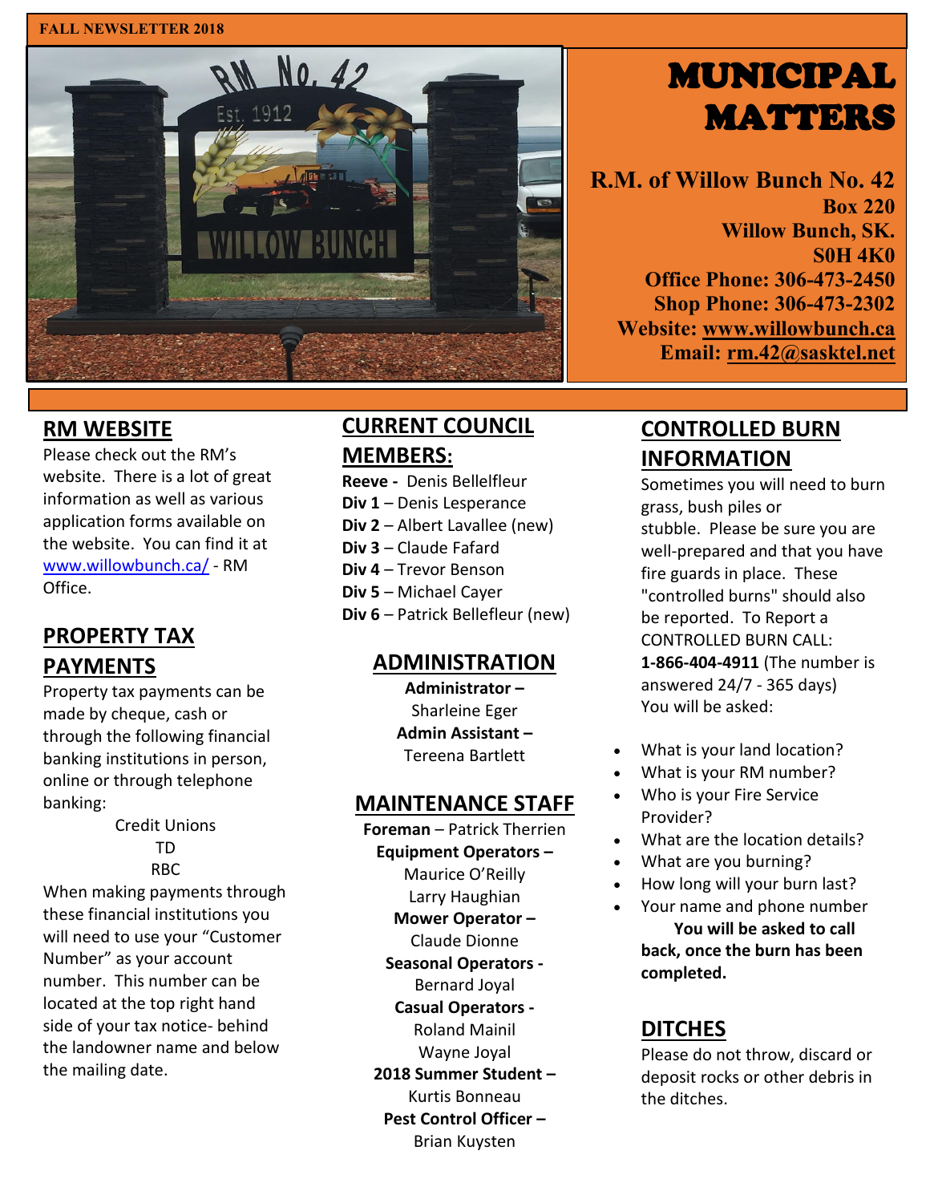FALL NEWSLETTER 2018

# MUNICIPAL MATTERS

**R.M. of Willow Bunch No. 42**
**Box 220**
**Willow Bunch, SK.**
**S0H 4K0**
**Office Phone: 306-473-2450**
**Shop Phone: 306-473-2302**
**Website: www.willowbunch.ca**
**Email: rm.42@sasktel.net**

## RM WEBSITE

Please check out the RM's website. There is a lot of great information as well as various application forms available on the website. You can find it at www.willowbunch.ca/ - RM Office.

## PROPERTY TAX PAYMENTS

Property tax payments can be made by cheque, cash or through the following financial banking institutions in person, online or through telephone banking:

Credit Unions
TD
RBC

When making payments through these financial institutions you will need to use your "Customer Number" as your account number. This number can be located at the top right hand side of your tax notice- behind the landowner name and below the mailing date.

## CURRENT COUNCIL MEMBERS:

**Reeve -** Denis Bellelfleur
**Div 1** – Denis Lesperance
**Div 2** – Albert Lavallee (new)
**Div 3** – Claude Fafard
**Div 4** – Trevor Benson
**Div 5** – Michael Cayer
**Div 6** – Patrick Bellefleur (new)

## ADMINISTRATION

**Administrator –** Sharleine Eger
**Admin Assistant –** Tereena Bartlett

## MAINTENANCE STAFF

**Foreman** – Patrick Therrien
**Equipment Operators –** Maurice O'Reilly, Larry Haughian
**Mower Operator –** Claude Dionne
**Seasonal Operators -** Bernard Joyal
**Casual Operators -** Roland Mainil, Wayne Joyal
**2018 Summer Student –** Kurtis Bonneau
**Pest Control Officer –** Brian Kuysten

## CONTROLLED BURN INFORMATION

Sometimes you will need to burn grass, bush piles or stubble. Please be sure you are well-prepared and that you have fire guards in place. These "controlled burns" should also be reported. To Report a CONTROLLED BURN CALL: **1-866-404-4911** (The number is answered 24/7 - 365 days) You will be asked:

- What is your land location?
- What is your RM number?
- Who is your Fire Service Provider?
- What are the location details?
- What are you burning?
- How long will your burn last?
- Your name and phone number

**You will be asked to call back, once the burn has been completed.**

## DITCHES

Please do not throw, discard or deposit rocks or other debris in the ditches.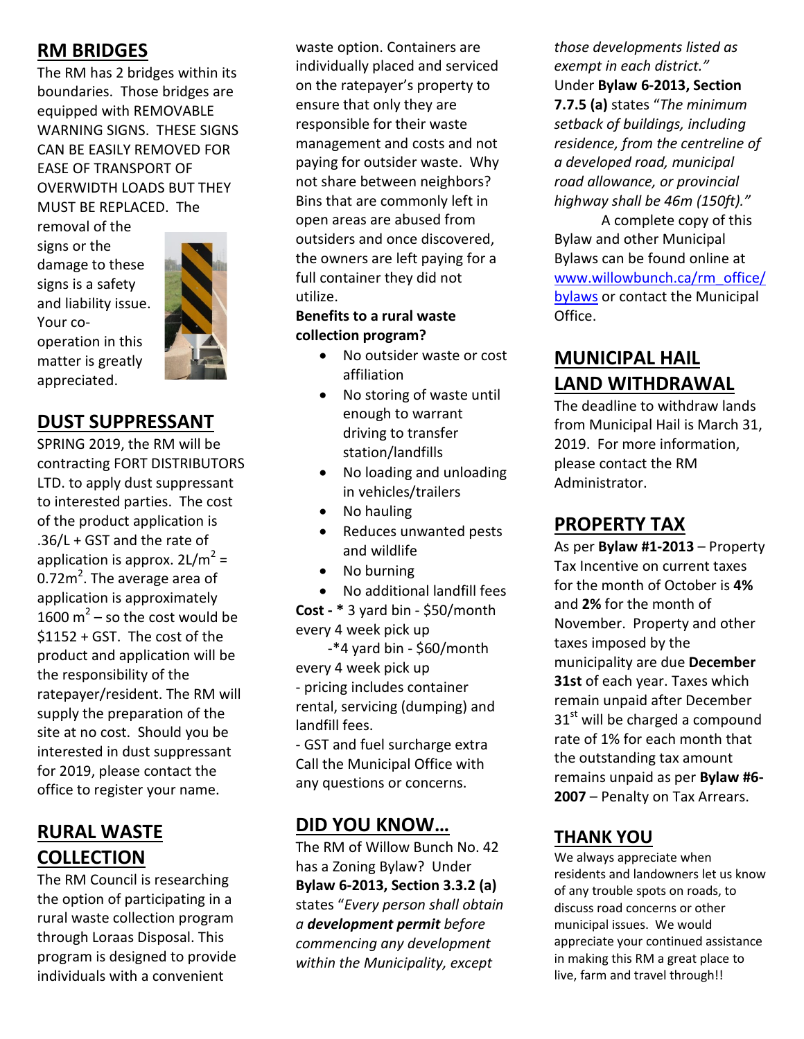## RM BRIDGES

The RM has 2 bridges within its boundaries. Those bridges are equipped with REMOVABLE WARNING SIGNS. THESE SIGNS CAN BE EASILY REMOVED FOR EASE OF TRANSPORT OF OVERWIDTH LOADS BUT THEY MUST BE REPLACED. The removal of the signs or the damage to these signs is a safety and liability issue. Your co-operation in this matter is greatly appreciated.

## DUST SUPPRESSANT

SPRING 2019, the RM will be contracting FORT DISTRIBUTORS LTD. to apply dust suppressant to interested parties. The cost of the product application is .36/L + GST and the rate of application is approx. 2L/$m^2$ = 0.72$m^2$. The average area of application is approximately 1600 $m^2$ – so the cost would be $1152 + GST. The cost of the product and application will be the responsibility of the ratepayer/resident. The RM will supply the preparation of the site at no cost. Should you be interested in dust suppressant for 2019, please contact the office to register your name.

## RURAL WASTE COLLECTION

The RM Council is researching the option of participating in a rural waste collection program through Loraas Disposal. This program is designed to provide individuals with a convenient waste option. Containers are individually placed and serviced on the ratepayer's property to ensure that only they are responsible for their waste management and costs and not paying for outsider waste. Why not share between neighbors? Bins that are commonly left in open areas are abused from outsiders and once discovered, the owners are left paying for a full container they did not utilize.

**Benefits to a rural waste collection program?**

- No outsider waste or cost affiliation
- No storing of waste until enough to warrant driving to transfer station/landfills
- No loading and unloading in vehicles/trailers
- No hauling
- Reduces unwanted pests and wildlife
- No burning
- No additional landfill fees

**Cost -** * 3 yard bin - $50/month every 4 week pick up

-*4 yard bin - $60/month every 4 week pick up

- pricing includes container rental, servicing (dumping) and landfill fees.

- GST and fuel surcharge extra

Call the Municipal Office with any questions or concerns.

## DID YOU KNOW…

The RM of Willow Bunch No. 42 has a Zoning Bylaw? Under **Bylaw 6-2013, Section 3.3.2 (a)** states "*Every person shall obtain a **development permit** before commencing any development within the Municipality, except those developments listed as exempt in each district.*"

Under **Bylaw 6-2013, Section 7.7.5 (a)** states "*The minimum setback of buildings, including residence, from the centreline of a developed road, municipal road allowance, or provincial highway shall be 46m (150ft).*"

A complete copy of this Bylaw and other Municipal Bylaws can be found online at www.willowbunch.ca/rm_office/bylaws or contact the Municipal Office.

## MUNICIPAL HAIL LAND WITHDRAWAL

The deadline to withdraw lands from Municipal Hail is March 31, 2019. For more information, please contact the RM Administrator.

## PROPERTY TAX

As per **Bylaw #1-2013** – Property Tax Incentive on current taxes for the month of October is **4%** and **2%** for the month of November. Property and other taxes imposed by the municipality are due **December 31st** of each year. Taxes which remain unpaid after December 31st will be charged a compound rate of 1% for each month that the outstanding tax amount remains unpaid as per **Bylaw #6-2007** – Penalty on Tax Arrears.

## THANK YOU

We always appreciate when residents and landowners let us know of any trouble spots on roads, to discuss road concerns or other municipal issues. We would appreciate your continued assistance in making this RM a great place to live, farm and travel through!!